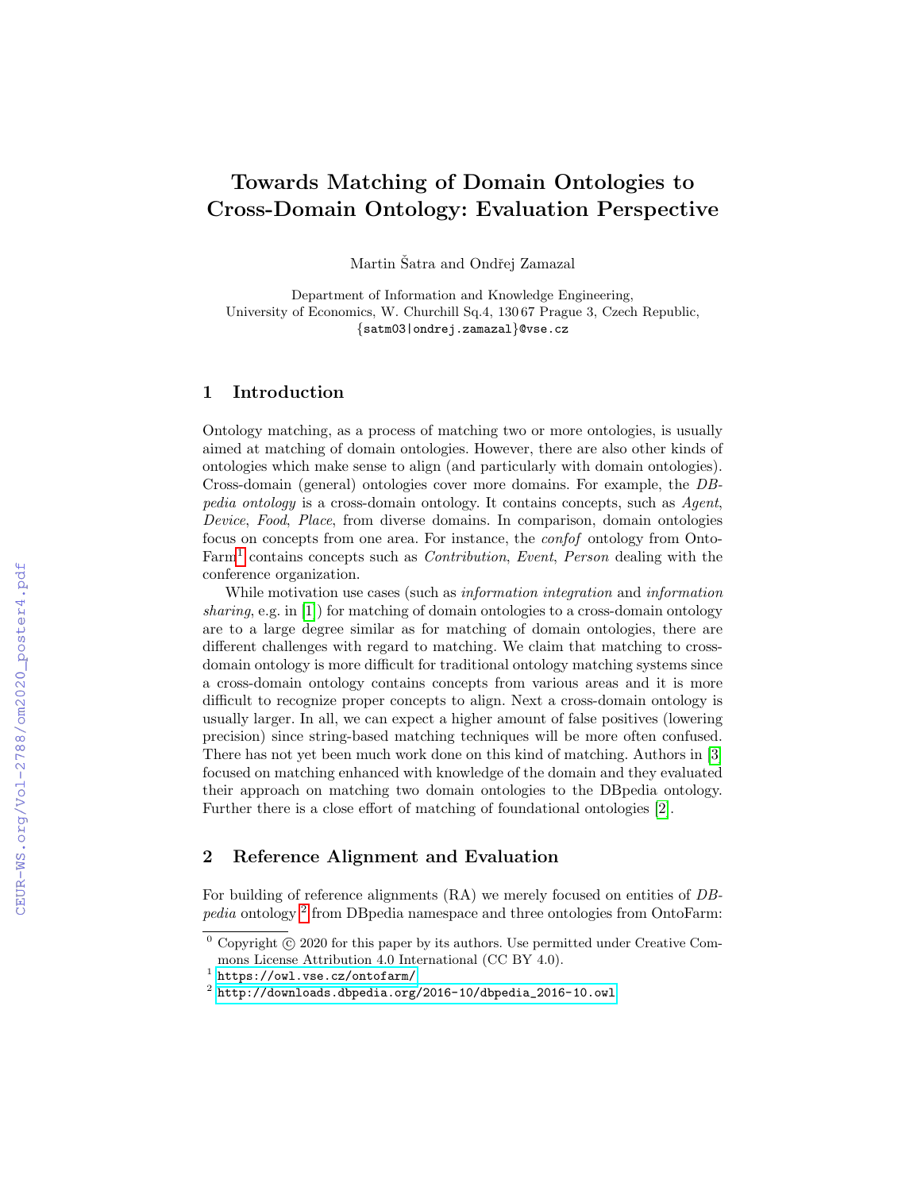# Towards Matching of Domain Ontologies to Cross-Domain Ontology: Evaluation Perspective

Martin Šatra and Ondřej Zamazal

Department of Information and Knowledge Engineering,
University of Economics, W. Churchill Sq.4, 130 67 Prague 3, Czech Republic,
{satm03|ondrej.zamazal}@vse.cz

## 1 Introduction

Ontology matching, as a process of matching two or more ontologies, is usually aimed at matching of domain ontologies. However, there are also other kinds of ontologies which make sense to align (and particularly with domain ontologies). Cross-domain (general) ontologies cover more domains. For example, the *DBpedia ontology* is a cross-domain ontology. It contains concepts, such as *Agent*, *Device*, *Food*, *Place*, from diverse domains. In comparison, domain ontologies focus on concepts from one area. For instance, the *confof* ontology from OntoFarm[1] contains concepts such as *Contribution*, *Event*, *Person* dealing with the conference organization.

While motivation use cases (such as *information integration* and *information sharing*, e.g. in [1]) for matching of domain ontologies to a cross-domain ontology are to a large degree similar as for matching of domain ontologies, there are different challenges with regard to matching. We claim that matching to cross-domain ontology is more difficult for traditional ontology matching systems since a cross-domain ontology contains concepts from various areas and it is more difficult to recognize proper concepts to align. Next a cross-domain ontology is usually larger. In all, we can expect a higher amount of false positives (lowering precision) since string-based matching techniques will be more often confused. There has not yet been much work done on this kind of matching. Authors in [3] focused on matching enhanced with knowledge of the domain and they evaluated their approach on matching two domain ontologies to the DBpedia ontology. Further there is a close effort of matching of foundational ontologies [2].

## 2 Reference Alignment and Evaluation

For building of reference alignments (RA) we merely focused on entities of *DBpedia* ontology [2] from DBpedia namespace and three ontologies from OntoFarm:

---

[0] Copyright © 2020 for this paper by its authors. Use permitted under Creative Commons License Attribution 4.0 International (CC BY 4.0).

[1] https://owl.vse.cz/ontofarm/

[2] http://downloads.dbpedia.org/2016-10/dbpedia_2016-10.owl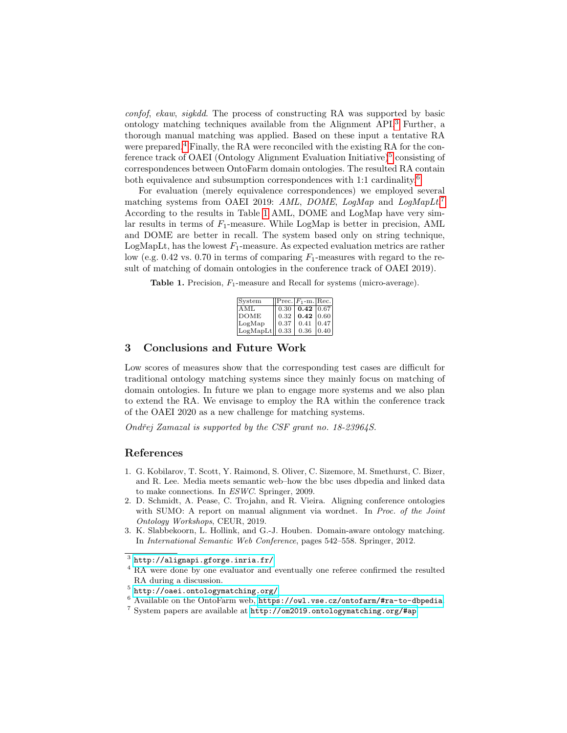*confof*, *ekaw*, *sigkdd*. The process of constructing RA was supported by basic ontology matching techniques available from the Alignment API.[3] Further, a thorough manual matching was applied. Based on these input a tentative RA were prepared.[4] Finally, the RA were reconciled with the existing RA for the conference track of OAEI (Ontology Alignment Evaluation Initiative)[5] consisting of correspondences between OntoFarm domain ontologies. The resulted RA contain both equivalence and subsumption correspondences with 1:1 cardinality.[6]

For evaluation (merely equivalence correspondences) we employed several matching systems from OAEI 2019: *AML*, *DOME*, *LogMap* and *LogMapLt*.[7] According to the results in Table 1 AML, DOME and LogMap have very similar results in terms of $F_1$-measure. While LogMap is better in precision, AML and DOME are better in recall. The system based only on string technique, LogMapLt, has the lowest $F_1$-measure. As expected evaluation metrics are rather low (e.g. 0.42 vs. 0.70 in terms of comparing $F_1$-measures with regard to the result of matching of domain ontologies in the conference track of OAEI 2019).

**Table 1.** Precision, $F_1$-measure and Recall for systems (micro-average).

| System | Prec. | $F_1$-m. | Rec. |
|---|---|---|---|
| AML | 0.30 | **0.42** | 0.67 |
| DOME | 0.32 | **0.42** | 0.60 |
| LogMap | 0.37 | 0.41 | 0.47 |
| LogMapLt | 0.33 | 0.36 | 0.40 |

## 3 Conclusions and Future Work

Low scores of measures show that the corresponding test cases are difficult for traditional ontology matching systems since they mainly focus on matching of domain ontologies. In future we plan to engage more systems and we also plan to extend the RA. We envisage to employ the RA within the conference track of the OAEI 2020 as a new challenge for matching systems.

*Ondřej Zamazal is supported by the CSF grant no. 18-23964S.*

## References

1. G. Kobilarov, T. Scott, Y. Raimond, S. Oliver, C. Sizemore, M. Smethurst, C. Bizer, and R. Lee. Media meets semantic web–how the bbc uses dbpedia and linked data to make connections. In *ESWC*. Springer, 2009.
2. D. Schmidt, A. Pease, C. Trojahn, and R. Vieira. Aligning conference ontologies with SUMO: A report on manual alignment via wordnet. In *Proc. of the Joint Ontology Workshops*, CEUR, 2019.
3. K. Slabbekoorn, L. Hollink, and G.-J. Houben. Domain-aware ontology matching. In *International Semantic Web Conference*, pages 542–558. Springer, 2012.

[3] http://alignapi.gforge.inria.fr/

[4] RA were done by one evaluator and eventually one referee confirmed the resulted RA during a discussion.

[5] http://oaei.ontologymatching.org/

[6] Available on the OntoFarm web, https://owl.vse.cz/ontofarm/#ra-to-dbpedia.

[7] System papers are available at http://om2019.ontologymatching.org/#ap.